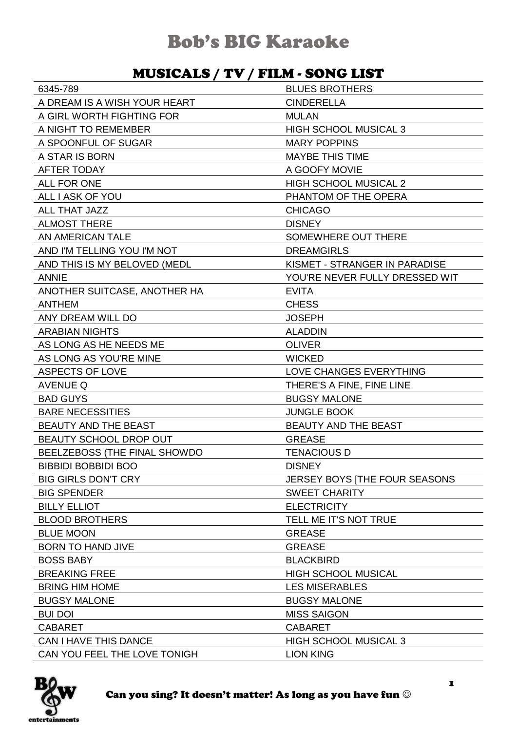# Bob's BIG Karaoke

## MUSICALS / TV / FILM - SONG LIST

| | |
|---|---|
| 6345-789 | BLUES BROTHERS |
| A DREAM IS A WISH YOUR HEART | CINDERELLA |
| A GIRL WORTH FIGHTING FOR | MULAN |
| A NIGHT TO REMEMBER | HIGH SCHOOL MUSICAL 3 |
| A SPOONFUL OF SUGAR | MARY POPPINS |
| A STAR IS BORN | MAYBE THIS TIME |
| AFTER TODAY | A GOOFY MOVIE |
| ALL FOR ONE | HIGH SCHOOL MUSICAL 2 |
| ALL I ASK OF YOU | PHANTOM OF THE OPERA |
| ALL THAT JAZZ | CHICAGO |
| ALMOST THERE | DISNEY |
| AN AMERICAN TALE | SOMEWHERE OUT THERE |
| AND I'M TELLING YOU I'M NOT | DREAMGIRLS |
| AND THIS IS MY BELOVED (MEDL | KISMET - STRANGER IN PARADISE |
| ANNIE | YOU'RE NEVER FULLY DRESSED WIT |
| ANOTHER SUITCASE, ANOTHER HA | EVITA |
| ANTHEM | CHESS |
| ANY DREAM WILL DO | JOSEPH |
| ARABIAN NIGHTS | ALADDIN |
| AS LONG AS HE NEEDS ME | OLIVER |
| AS LONG AS YOU'RE MINE | WICKED |
| ASPECTS OF LOVE | LOVE CHANGES EVERYTHING |
| AVENUE Q | THERE'S A FINE, FINE LINE |
| BAD GUYS | BUGSY MALONE |
| BARE NECESSITIES | JUNGLE BOOK |
| BEAUTY AND THE BEAST | BEAUTY AND THE BEAST |
| BEAUTY SCHOOL DROP OUT | GREASE |
| BEELZEBOSS (THE FINAL SHOWDO | TENACIOUS D |
| BIBBIDI BOBBIDI BOO | DISNEY |
| BIG GIRLS DON'T CRY | JERSEY BOYS [THE FOUR SEASONS |
| BIG SPENDER | SWEET CHARITY |
| BILLY ELLIOT | ELECTRICITY |
| BLOOD BROTHERS | TELL ME IT'S NOT TRUE |
| BLUE MOON | GREASE |
| BORN TO HAND JIVE | GREASE |
| BOSS BABY | BLACKBIRD |
| BREAKING FREE | HIGH SCHOOL MUSICAL |
| BRING HIM HOME | LES MISERABLES |
| BUGSY MALONE | BUGSY MALONE |
| BUI DOI | MISS SAIGON |
| CABARET | CABARET |
| CAN I HAVE THIS DANCE | HIGH SCHOOL MUSICAL 3 |
| CAN YOU FEEL THE LOVE TONIGH | LION KING |

Can you sing? It doesn't matter! As long as you have fun ☺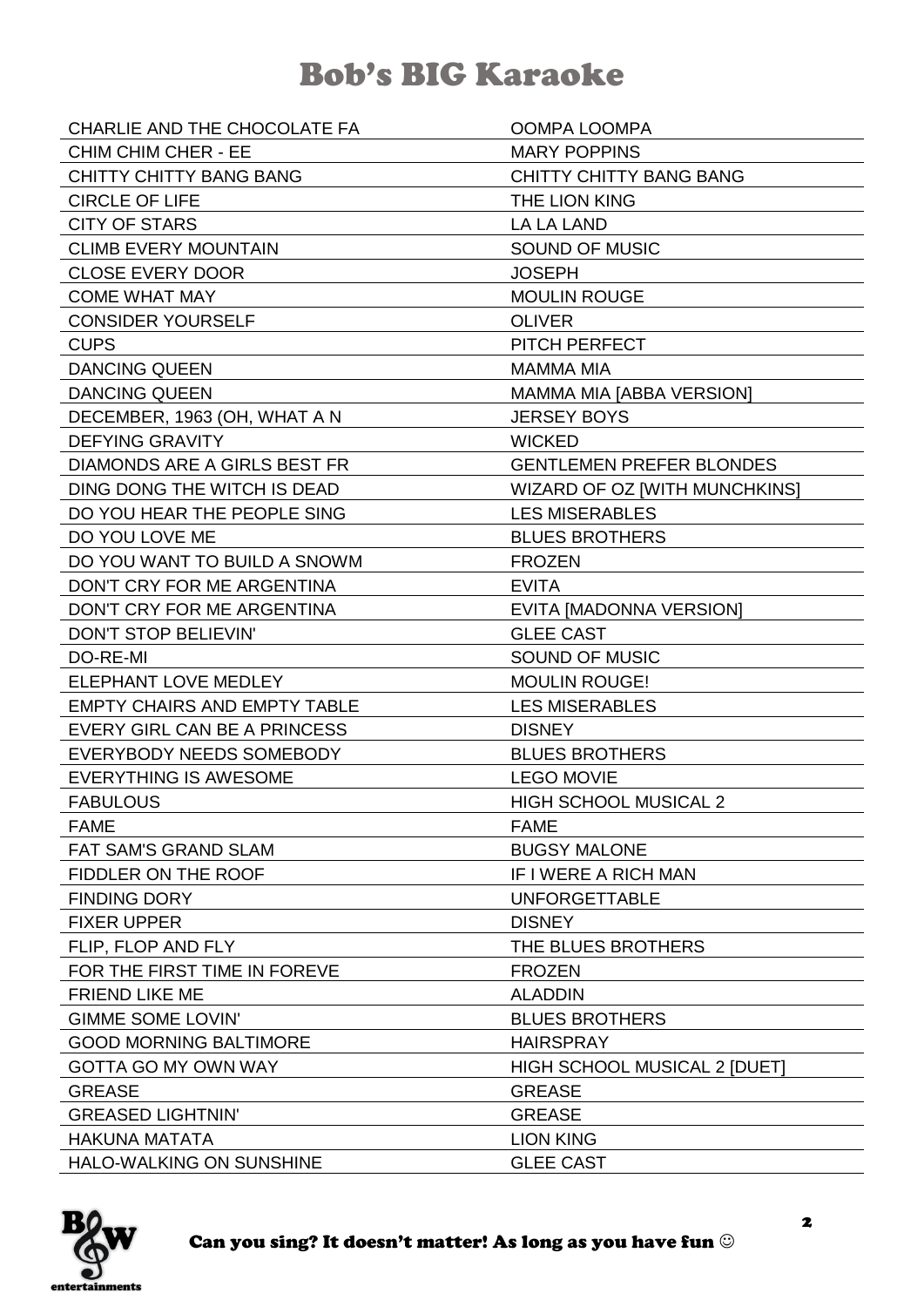# Bob's BIG Karaoke

| | |
|---|---|
| CHARLIE AND THE CHOCOLATE FA | OOMPA LOOMPA |
| CHIM CHIM CHER - EE | MARY POPPINS |
| CHITTY CHITTY BANG BANG | CHITTY CHITTY BANG BANG |
| CIRCLE OF LIFE | THE LION KING |
| CITY OF STARS | LA LA LAND |
| CLIMB EVERY MOUNTAIN | SOUND OF MUSIC |
| CLOSE EVERY DOOR | JOSEPH |
| COME WHAT MAY | MOULIN ROUGE |
| CONSIDER YOURSELF | OLIVER |
| CUPS | PITCH PERFECT |
| DANCING QUEEN | MAMMA MIA |
| DANCING QUEEN | MAMMA MIA [ABBA VERSION] |
| DECEMBER, 1963 (OH, WHAT A N | JERSEY BOYS |
| DEFYING GRAVITY | WICKED |
| DIAMONDS ARE A GIRLS BEST FR | GENTLEMEN PREFER BLONDES |
| DING DONG THE WITCH IS DEAD | WIZARD OF OZ [WITH MUNCHKINS] |
| DO YOU HEAR THE PEOPLE SING | LES MISERABLES |
| DO YOU LOVE ME | BLUES BROTHERS |
| DO YOU WANT TO BUILD A SNOWM | FROZEN |
| DON'T CRY FOR ME ARGENTINA | EVITA |
| DON'T CRY FOR ME ARGENTINA | EVITA [MADONNA VERSION] |
| DON'T STOP BELIEVIN' | GLEE CAST |
| DO-RE-MI | SOUND OF MUSIC |
| ELEPHANT LOVE MEDLEY | MOULIN ROUGE! |
| EMPTY CHAIRS AND EMPTY TABLE | LES MISERABLES |
| EVERY GIRL CAN BE A PRINCESS | DISNEY |
| EVERYBODY NEEDS SOMEBODY | BLUES BROTHERS |
| EVERYTHING IS AWESOME | LEGO MOVIE |
| FABULOUS | HIGH SCHOOL MUSICAL 2 |
| FAME | FAME |
| FAT SAM'S GRAND SLAM | BUGSY MALONE |
| FIDDLER ON THE ROOF | IF I WERE A RICH MAN |
| FINDING DORY | UNFORGETTABLE |
| FIXER UPPER | DISNEY |
| FLIP, FLOP AND FLY | THE BLUES BROTHERS |
| FOR THE FIRST TIME IN FOREVE | FROZEN |
| FRIEND LIKE ME | ALADDIN |
| GIMME SOME LOVIN' | BLUES BROTHERS |
| GOOD MORNING BALTIMORE | HAIRSPRAY |
| GOTTA GO MY OWN WAY | HIGH SCHOOL MUSICAL 2 [DUET] |
| GREASE | GREASE |
| GREASED LIGHTNIN' | GREASE |
| HAKUNA MATATA | LION KING |
| HALO-WALKING ON SUNSHINE | GLEE CAST |

Can you sing? It doesn't matter! As long as you have fun ☺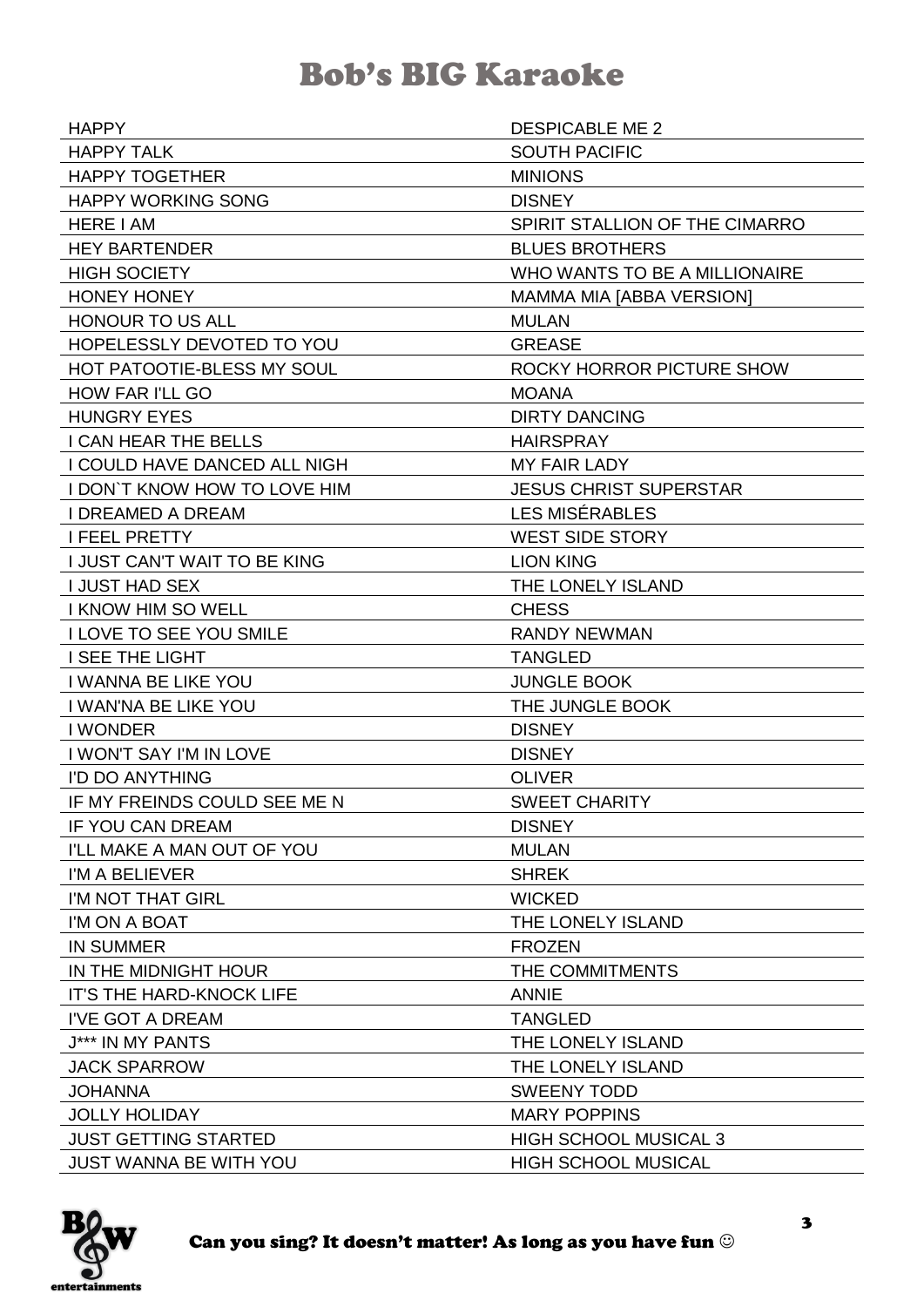# Bob's BIG Karaoke

| | |
|---|---|
| HAPPY | DESPICABLE ME 2 |
| HAPPY TALK | SOUTH PACIFIC |
| HAPPY TOGETHER | MINIONS |
| HAPPY WORKING SONG | DISNEY |
| HERE I AM | SPIRIT STALLION OF THE CIMARRO |
| HEY BARTENDER | BLUES BROTHERS |
| HIGH SOCIETY | WHO WANTS TO BE A MILLIONAIRE |
| HONEY HONEY | MAMMA MIA [ABBA VERSION] |
| HONOUR TO US ALL | MULAN |
| HOPELESSLY DEVOTED TO YOU | GREASE |
| HOT PATOOTIE-BLESS MY SOUL | ROCKY HORROR PICTURE SHOW |
| HOW FAR I'LL GO | MOANA |
| HUNGRY EYES | DIRTY DANCING |
| I CAN HEAR THE BELLS | HAIRSPRAY |
| I COULD HAVE DANCED ALL NIGH | MY FAIR LADY |
| I DON`T KNOW HOW TO LOVE HIM | JESUS CHRIST SUPERSTAR |
| I DREAMED A DREAM | LES MISÉRABLES |
| I FEEL PRETTY | WEST SIDE STORY |
| I JUST CAN'T WAIT TO BE KING | LION KING |
| I JUST HAD SEX | THE LONELY ISLAND |
| I KNOW HIM SO WELL | CHESS |
| I LOVE TO SEE YOU SMILE | RANDY NEWMAN |
| I SEE THE LIGHT | TANGLED |
| I WANNA BE LIKE YOU | JUNGLE BOOK |
| I WAN'NA BE LIKE YOU | THE JUNGLE BOOK |
| I WONDER | DISNEY |
| I WON'T SAY I'M IN LOVE | DISNEY |
| I'D DO ANYTHING | OLIVER |
| IF MY FREINDS COULD SEE ME N | SWEET CHARITY |
| IF YOU CAN DREAM | DISNEY |
| I'LL MAKE A MAN OUT OF YOU | MULAN |
| I'M A BELIEVER | SHREK |
| I'M NOT THAT GIRL | WICKED |
| I'M ON A BOAT | THE LONELY ISLAND |
| IN SUMMER | FROZEN |
| IN THE MIDNIGHT HOUR | THE COMMITMENTS |
| IT'S THE HARD-KNOCK LIFE | ANNIE |
| I'VE GOT A DREAM | TANGLED |
| J*** IN MY PANTS | THE LONELY ISLAND |
| JACK SPARROW | THE LONELY ISLAND |
| JOHANNA | SWEENY TODD |
| JOLLY HOLIDAY | MARY POPPINS |
| JUST GETTING STARTED | HIGH SCHOOL MUSICAL 3 |
| JUST WANNA BE WITH YOU | HIGH SCHOOL MUSICAL |

Can you sing? It doesn't matter! As long as you have fun ☺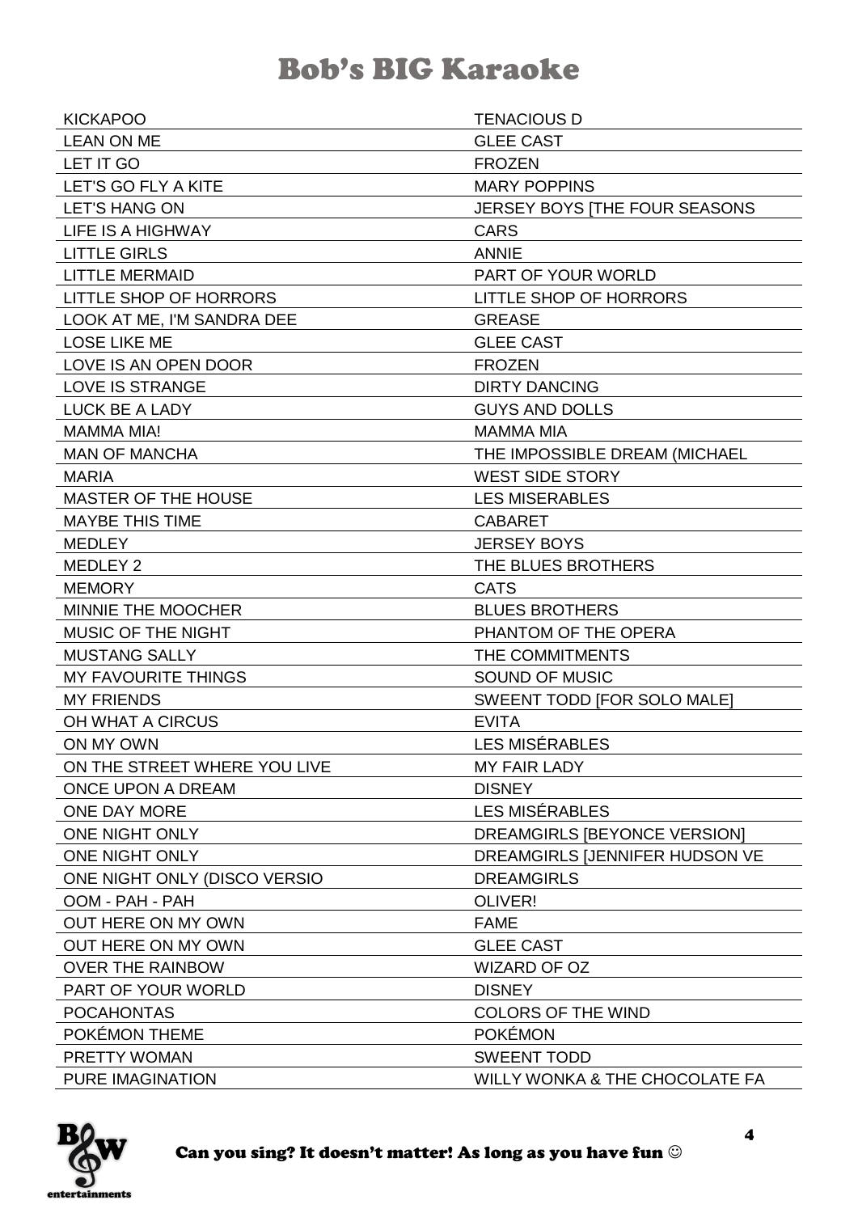# Bob's BIG Karaoke

| | |
|---|---|
| KICKAPOO | TENACIOUS D |
| LEAN ON ME | GLEE CAST |
| LET IT GO | FROZEN |
| LET'S GO FLY A KITE | MARY POPPINS |
| LET'S HANG ON | JERSEY BOYS [THE FOUR SEASONS |
| LIFE IS A HIGHWAY | CARS |
| LITTLE GIRLS | ANNIE |
| LITTLE MERMAID | PART OF YOUR WORLD |
| LITTLE SHOP OF HORRORS | LITTLE SHOP OF HORRORS |
| LOOK AT ME, I'M SANDRA DEE | GREASE |
| LOSE LIKE ME | GLEE CAST |
| LOVE IS AN OPEN DOOR | FROZEN |
| LOVE IS STRANGE | DIRTY DANCING |
| LUCK BE A LADY | GUYS AND DOLLS |
| MAMMA MIA! | MAMMA MIA |
| MAN OF MANCHA | THE IMPOSSIBLE DREAM (MICHAEL |
| MARIA | WEST SIDE STORY |
| MASTER OF THE HOUSE | LES MISERABLES |
| MAYBE THIS TIME | CABARET |
| MEDLEY | JERSEY BOYS |
| MEDLEY 2 | THE BLUES BROTHERS |
| MEMORY | CATS |
| MINNIE THE MOOCHER | BLUES BROTHERS |
| MUSIC OF THE NIGHT | PHANTOM OF THE OPERA |
| MUSTANG SALLY | THE COMMITMENTS |
| MY FAVOURITE THINGS | SOUND OF MUSIC |
| MY FRIENDS | SWEENT TODD [FOR SOLO MALE] |
| OH WHAT A CIRCUS | EVITA |
| ON MY OWN | LES MISÉRABLES |
| ON THE STREET WHERE YOU LIVE | MY FAIR LADY |
| ONCE UPON A DREAM | DISNEY |
| ONE DAY MORE | LES MISÉRABLES |
| ONE NIGHT ONLY | DREAMGIRLS [BEYONCE VERSION] |
| ONE NIGHT ONLY | DREAMGIRLS [JENNIFER HUDSON VE |
| ONE NIGHT ONLY (DISCO VERSIO | DREAMGIRLS |
| OOM - PAH - PAH | OLIVER! |
| OUT HERE ON MY OWN | FAME |
| OUT HERE ON MY OWN | GLEE CAST |
| OVER THE RAINBOW | WIZARD OF OZ |
| PART OF YOUR WORLD | DISNEY |
| POCAHONTAS | COLORS OF THE WIND |
| POKÉMON THEME | POKÉMON |
| PRETTY WOMAN | SWEENT TODD |
| PURE IMAGINATION | WILLY WONKA & THE CHOCOLATE FA |

Can you sing? It doesn't matter! As long as you have fun ☺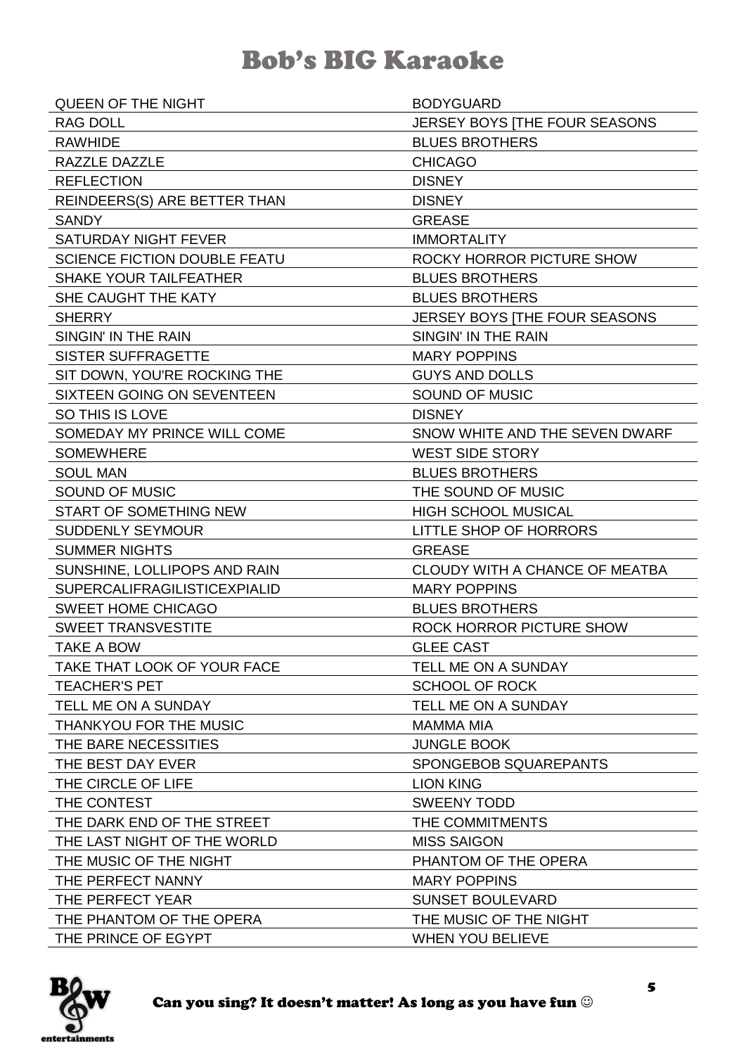# Bob's BIG Karaoke

| | |
|---|---|
| QUEEN OF THE NIGHT | BODYGUARD |
| RAG DOLL | JERSEY BOYS [THE FOUR SEASONS |
| RAWHIDE | BLUES BROTHERS |
| RAZZLE DAZZLE | CHICAGO |
| REFLECTION | DISNEY |
| REINDEERS(S) ARE BETTER THAN | DISNEY |
| SANDY | GREASE |
| SATURDAY NIGHT FEVER | IMMORTALITY |
| SCIENCE FICTION DOUBLE FEATU | ROCKY HORROR PICTURE SHOW |
| SHAKE YOUR TAILFEATHER | BLUES BROTHERS |
| SHE CAUGHT THE KATY | BLUES BROTHERS |
| SHERRY | JERSEY BOYS [THE FOUR SEASONS |
| SINGIN' IN THE RAIN | SINGIN' IN THE RAIN |
| SISTER SUFFRAGETTE | MARY POPPINS |
| SIT DOWN, YOU'RE ROCKING THE | GUYS AND DOLLS |
| SIXTEEN GOING ON SEVENTEEN | SOUND OF MUSIC |
| SO THIS IS LOVE | DISNEY |
| SOMEDAY MY PRINCE WILL COME | SNOW WHITE AND THE SEVEN DWARF |
| SOMEWHERE | WEST SIDE STORY |
| SOUL MAN | BLUES BROTHERS |
| SOUND OF MUSIC | THE SOUND OF MUSIC |
| START OF SOMETHING NEW | HIGH SCHOOL MUSICAL |
| SUDDENLY SEYMOUR | LITTLE SHOP OF HORRORS |
| SUMMER NIGHTS | GREASE |
| SUNSHINE, LOLLIPOPS AND RAIN | CLOUDY WITH A CHANCE OF MEATBA |
| SUPERCALIFRAGILISTICEXPIALID | MARY POPPINS |
| SWEET HOME CHICAGO | BLUES BROTHERS |
| SWEET TRANSVESTITE | ROCK HORROR PICTURE SHOW |
| TAKE A BOW | GLEE CAST |
| TAKE THAT LOOK OF YOUR FACE | TELL ME ON A SUNDAY |
| TEACHER'S PET | SCHOOL OF ROCK |
| TELL ME ON A SUNDAY | TELL ME ON A SUNDAY |
| THANKYOU FOR THE MUSIC | MAMMA MIA |
| THE BARE NECESSITIES | JUNGLE BOOK |
| THE BEST DAY EVER | SPONGEBOB SQUAREPANTS |
| THE CIRCLE OF LIFE | LION KING |
| THE CONTEST | SWEENY TODD |
| THE DARK END OF THE STREET | THE COMMITMENTS |
| THE LAST NIGHT OF THE WORLD | MISS SAIGON |
| THE MUSIC OF THE NIGHT | PHANTOM OF THE OPERA |
| THE PERFECT NANNY | MARY POPPINS |
| THE PERFECT YEAR | SUNSET BOULEVARD |
| THE PHANTOM OF THE OPERA | THE MUSIC OF THE NIGHT |
| THE PRINCE OF EGYPT | WHEN YOU BELIEVE |

Can you sing? It doesn't matter! As long as you have fun ☺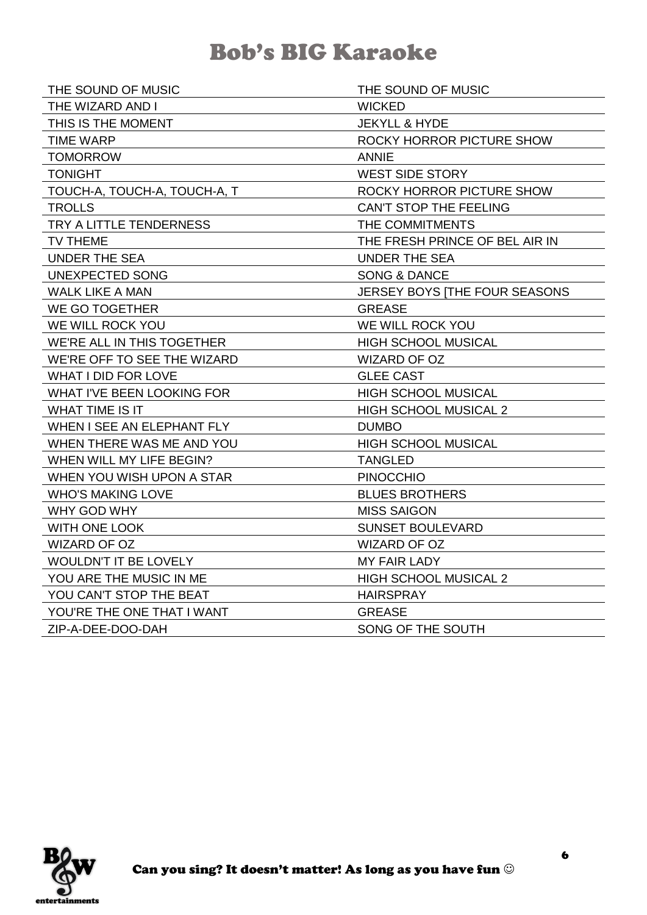# Bob's BIG Karaoke

| | |
|---|---|
| THE SOUND OF MUSIC | THE SOUND OF MUSIC |
| THE WIZARD AND I | WICKED |
| THIS IS THE MOMENT | JEKYLL & HYDE |
| TIME WARP | ROCKY HORROR PICTURE SHOW |
| TOMORROW | ANNIE |
| TONIGHT | WEST SIDE STORY |
| TOUCH-A, TOUCH-A, TOUCH-A, T | ROCKY HORROR PICTURE SHOW |
| TROLLS | CAN'T STOP THE FEELING |
| TRY A LITTLE TENDERNESS | THE COMMITMENTS |
| TV THEME | THE FRESH PRINCE OF BEL AIR IN |
| UNDER THE SEA | UNDER THE SEA |
| UNEXPECTED SONG | SONG & DANCE |
| WALK LIKE A MAN | JERSEY BOYS [THE FOUR SEASONS |
| WE GO TOGETHER | GREASE |
| WE WILL ROCK YOU | WE WILL ROCK YOU |
| WE'RE ALL IN THIS TOGETHER | HIGH SCHOOL MUSICAL |
| WE'RE OFF TO SEE THE WIZARD | WIZARD OF OZ |
| WHAT I DID FOR LOVE | GLEE CAST |
| WHAT I'VE BEEN LOOKING FOR | HIGH SCHOOL MUSICAL |
| WHAT TIME IS IT | HIGH SCHOOL MUSICAL 2 |
| WHEN I SEE AN ELEPHANT FLY | DUMBO |
| WHEN THERE WAS ME AND YOU | HIGH SCHOOL MUSICAL |
| WHEN WILL MY LIFE BEGIN? | TANGLED |
| WHEN YOU WISH UPON A STAR | PINOCCHIO |
| WHO'S MAKING LOVE | BLUES BROTHERS |
| WHY GOD WHY | MISS SAIGON |
| WITH ONE LOOK | SUNSET BOULEVARD |
| WIZARD OF OZ | WIZARD OF OZ |
| WOULDN'T IT BE LOVELY | MY FAIR LADY |
| YOU ARE THE MUSIC IN ME | HIGH SCHOOL MUSICAL 2 |
| YOU CAN'T STOP THE BEAT | HAIRSPRAY |
| YOU'RE THE ONE THAT I WANT | GREASE |
| ZIP-A-DEE-DOO-DAH | SONG OF THE SOUTH |

Can you sing? It doesn't matter! As long as you have fun ☺